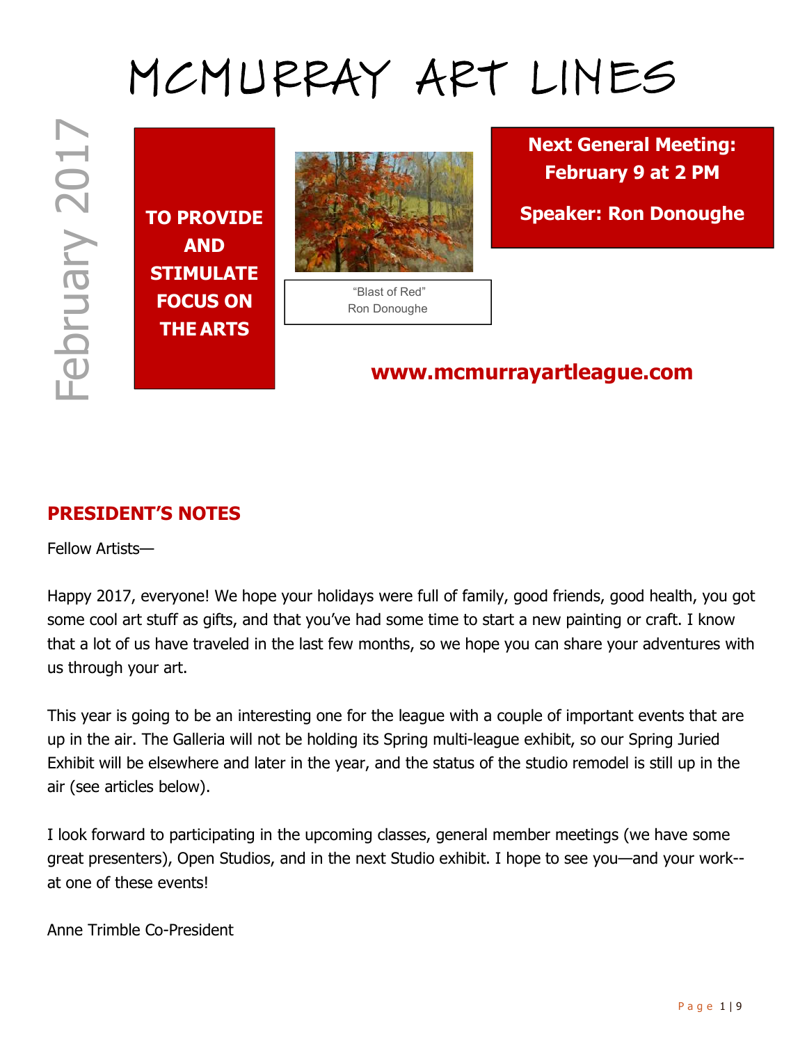# MCMURRAY ART LINES

February 2017

**TO PROVIDE AND STIMULATE FOCUS ON THE ARTS**

"Blast of Red"
Ron Donoughe

**Next General Meeting: February 9 at 2 PM**

**Speaker: Ron Donoughe**

**www.mcmurrayartleague.com**

## PRESIDENT'S NOTES

Fellow Artists—

Happy 2017, everyone! We hope your holidays were full of family, good friends, good health, you got some cool art stuff as gifts, and that you've had some time to start a new painting or craft. I know that a lot of us have traveled in the last few months, so we hope you can share your adventures with us through your art.

This year is going to be an interesting one for the league with a couple of important events that are up in the air. The Galleria will not be holding its Spring multi-league exhibit, so our Spring Juried Exhibit will be elsewhere and later in the year, and the status of the studio remodel is still up in the air (see articles below).

I look forward to participating in the upcoming classes, general member meetings (we have some great presenters), Open Studios, and in the next Studio exhibit. I hope to see you—and your work--at one of these events!

Anne Trimble Co-President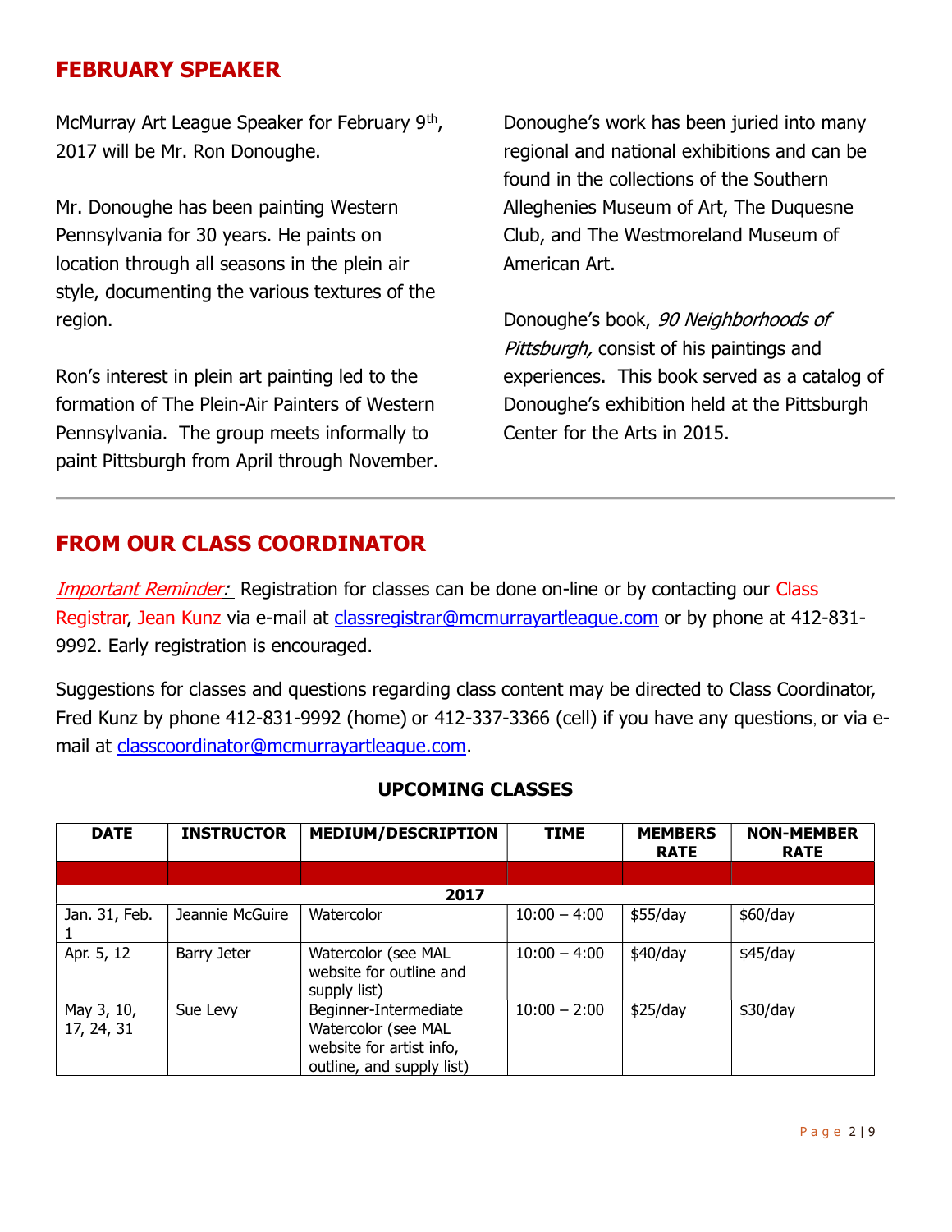## FEBRUARY SPEAKER

McMurray Art League Speaker for February 9th, 2017 will be Mr. Ron Donoughe.

Mr. Donoughe has been painting Western Pennsylvania for 30 years. He paints on location through all seasons in the plein air style, documenting the various textures of the region.

Ron's interest in plein art painting led to the formation of The Plein-Air Painters of Western Pennsylvania. The group meets informally to paint Pittsburgh from April through November.

Donoughe's work has been juried into many regional and national exhibitions and can be found in the collections of the Southern Alleghenies Museum of Art, The Duquesne Club, and The Westmoreland Museum of American Art.

Donoughe's book, *90 Neighborhoods of Pittsburgh,* consist of his paintings and experiences. This book served as a catalog of Donoughe's exhibition held at the Pittsburgh Center for the Arts in 2015.

---

## FROM OUR CLASS COORDINATOR

*Important Reminder:* Registration for classes can be done on-line or by contacting our Class Registrar, Jean Kunz via e-mail at classregistrar@mcmurrayartleague.com or by phone at 412-831-9992. Early registration is encouraged.

Suggestions for classes and questions regarding class content may be directed to Class Coordinator, Fred Kunz by phone 412-831-9992 (home) or 412-337-3366 (cell) if you have any questions, or via e-mail at classcoordinator@mcmurrayartleague.com.

### UPCOMING CLASSES

| DATE | INSTRUCTOR | MEDIUM/DESCRIPTION | TIME | MEMBERS RATE | NON-MEMBER RATE |
|---|---|---|---|---|---|
| | | | | | |
| **2017** | | | | | |
| Jan. 31, Feb. 1 | Jeannie McGuire | Watercolor | 10:00 – 4:00 | $55/day | $60/day |
| Apr. 5, 12 | Barry Jeter | Watercolor (see MAL website for outline and supply list) | 10:00 – 4:00 | $40/day | $45/day |
| May 3, 10, 17, 24, 31 | Sue Levy | Beginner-Intermediate Watercolor (see MAL website for artist info, outline, and supply list) | 10:00 – 2:00 | $25/day | $30/day |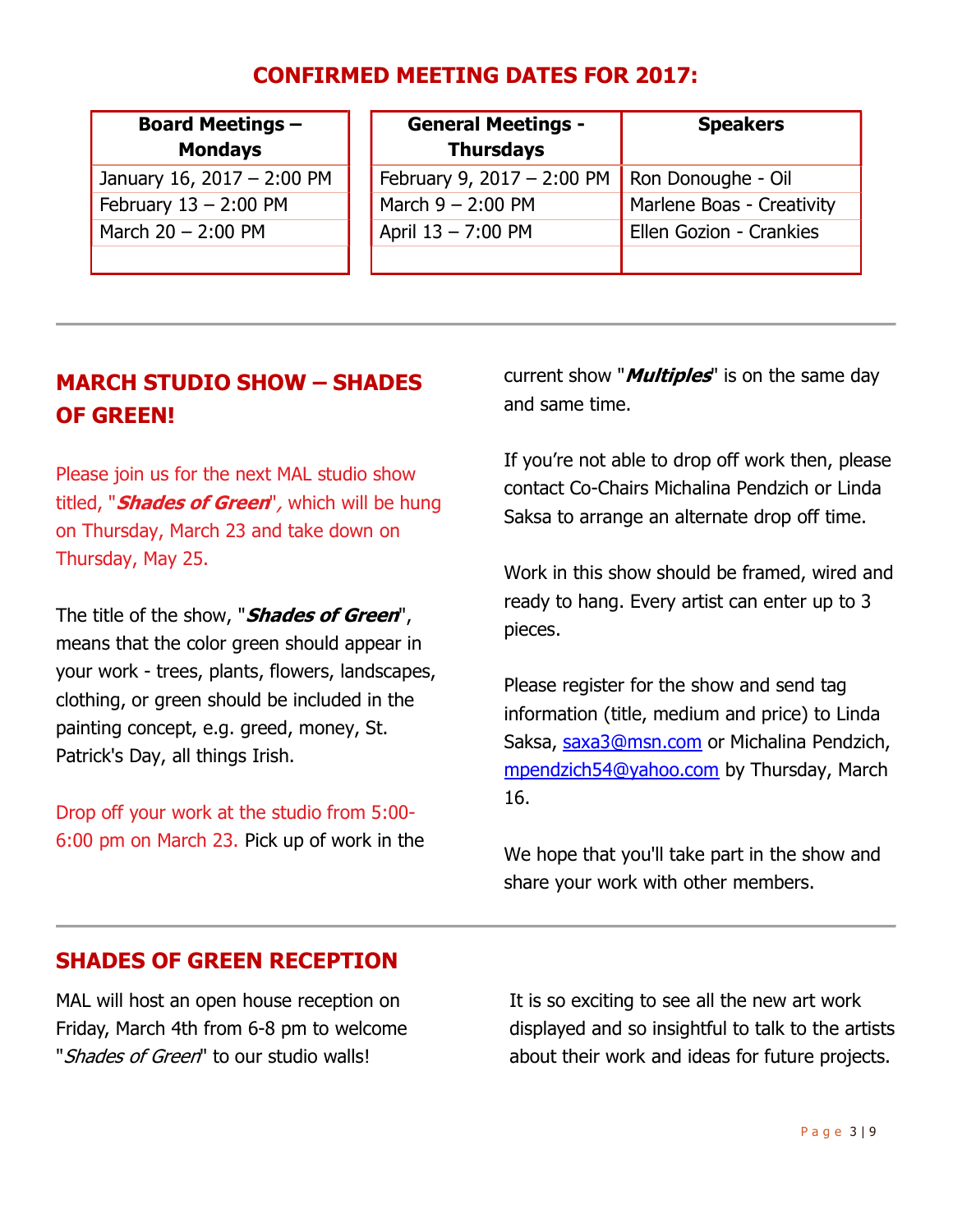## CONFIRMED MEETING DATES FOR 2017:

| Board Meetings – Mondays |
|---|
| January 16, 2017 – 2:00 PM |
| February 13 – 2:00 PM |
| March 20 – 2:00 PM |
| |

| General Meetings - Thursdays | Speakers |
|---|---|
| February 9, 2017 – 2:00 PM | Ron Donoughe - Oil |
| March 9 – 2:00 PM | Marlene Boas - Creativity |
| April 13 – 7:00 PM | Ellen Gozion - Crankies |
| | |

---

## MARCH STUDIO SHOW – SHADES OF GREEN!

Please join us for the next MAL studio show titled, "***Shades of Green***", which will be hung on Thursday, March 23 and take down on Thursday, May 25.

The title of the show, "***Shades of Green***", means that the color green should appear in your work - trees, plants, flowers, landscapes, clothing, or green should be included in the painting concept, e.g. greed, money, St. Patrick's Day, all things Irish.

Drop off your work at the studio from 5:00-6:00 pm on March 23. Pick up of work in the current show "***Multiples***" is on the same day and same time.

If you're not able to drop off work then, please contact Co-Chairs Michalina Pendzich or Linda Saksa to arrange an alternate drop off time.

Work in this show should be framed, wired and ready to hang. Every artist can enter up to 3 pieces.

Please register for the show and send tag information (title, medium and price) to Linda Saksa, saxa3@msn.com or Michalina Pendzich, mpendzich54@yahoo.com by Thursday, March 16.

We hope that you'll take part in the show and share your work with other members.

---

## SHADES OF GREEN RECEPTION

MAL will host an open house reception on Friday, March 4th from 6-8 pm to welcome "*Shades of Green*" to our studio walls!

It is so exciting to see all the new art work displayed and so insightful to talk to the artists about their work and ideas for future projects.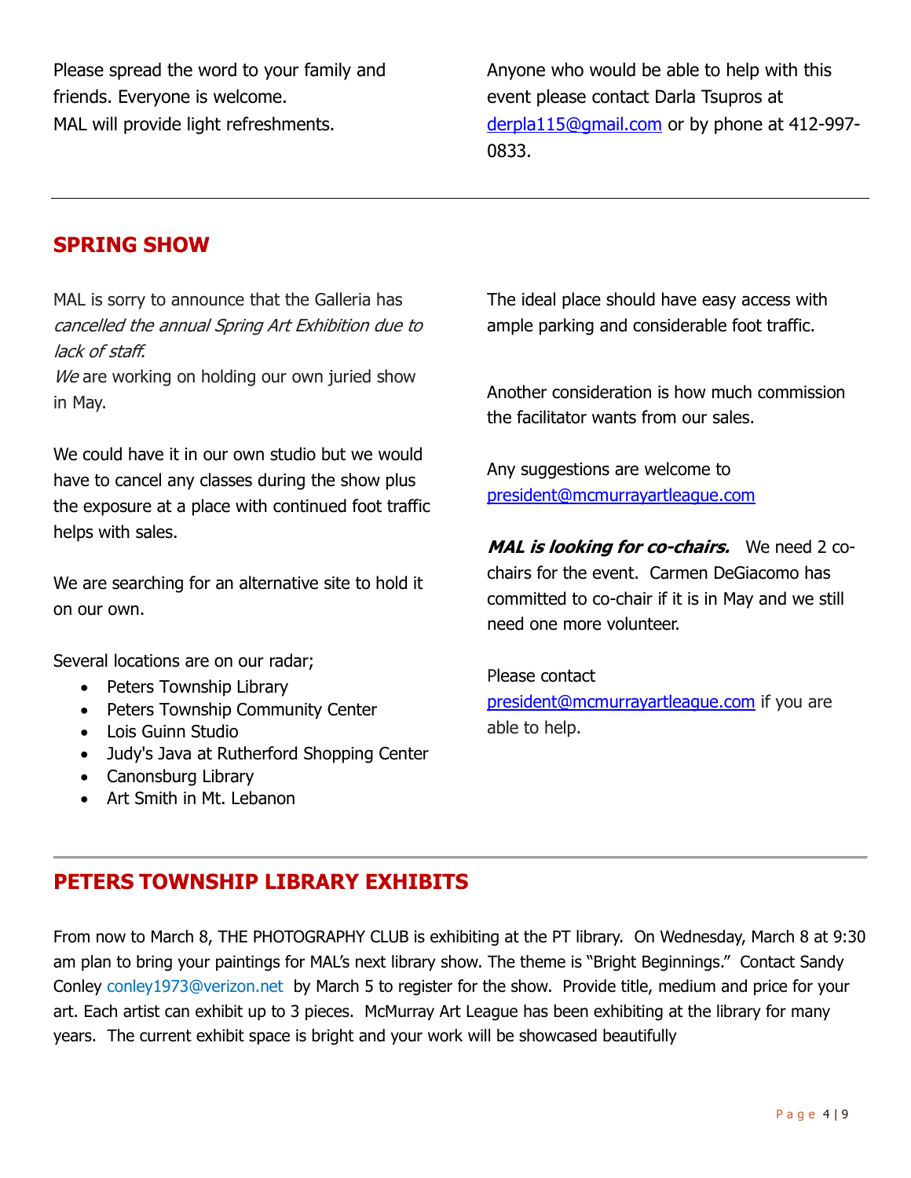Please spread the word to your family and friends. Everyone is welcome.
MAL will provide light refreshments.

Anyone who would be able to help with this event please contact Darla Tsupros at derpla115@gmail.com or by phone at 412-997-0833.

---

## SPRING SHOW

MAL is sorry to announce that the Galleria has *cancelled the annual Spring Art Exhibition due to lack of staff.*
*We* are working on holding our own juried show in May.

We could have it in our own studio but we would have to cancel any classes during the show plus the exposure at a place with continued foot traffic helps with sales.

We are searching for an alternative site to hold it on our own.

Several locations are on our radar;

- Peters Township Library
- Peters Township Community Center
- Lois Guinn Studio
- Judy's Java at Rutherford Shopping Center
- Canonsburg Library
- Art Smith in Mt. Lebanon

The ideal place should have easy access with ample parking and considerable foot traffic.

Another consideration is how much commission the facilitator wants from our sales.

Any suggestions are welcome to president@mcmurrayartleague.com

***MAL is looking for co-chairs.*** We need 2 co-chairs for the event. Carmen DeGiacomo has committed to co-chair if it is in May and we still need one more volunteer.

Please contact president@mcmurrayartleague.com if you are able to help.

---

## PETERS TOWNSHIP LIBRARY EXHIBITS

From now to March 8, THE PHOTOGRAPHY CLUB is exhibiting at the PT library. On Wednesday, March 8 at 9:30 am plan to bring your paintings for MAL's next library show. The theme is "Bright Beginnings." Contact Sandy Conley conley1973@verizon.net by March 5 to register for the show. Provide title, medium and price for your art. Each artist can exhibit up to 3 pieces. McMurray Art League has been exhibiting at the library for many years. The current exhibit space is bright and your work will be showcased beautifully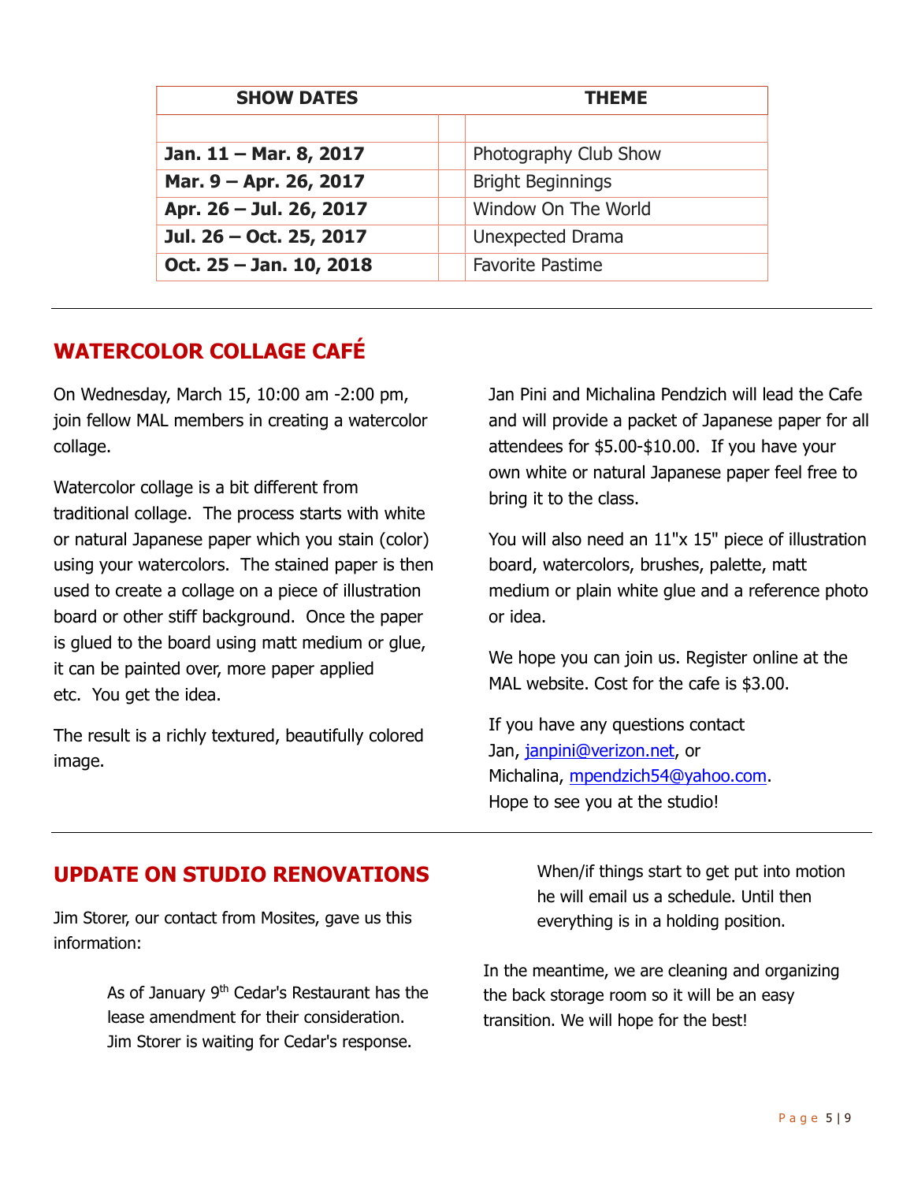| SHOW DATES | THEME |
|---|---|
| | |
| **Jan. 11 – Mar. 8, 2017** | Photography Club Show |
| **Mar. 9 – Apr. 26, 2017** | Bright Beginnings |
| **Apr. 26 – Jul. 26, 2017** | Window On The World |
| **Jul. 26 – Oct. 25, 2017** | Unexpected Drama |
| **Oct. 25 – Jan. 10, 2018** | Favorite Pastime |

## WATERCOLOR COLLAGE CAFÉ

On Wednesday, March 15, 10:00 am -2:00 pm, join fellow MAL members in creating a watercolor collage.

Watercolor collage is a bit different from traditional collage. The process starts with white or natural Japanese paper which you stain (color) using your watercolors. The stained paper is then used to create a collage on a piece of illustration board or other stiff background. Once the paper is glued to the board using matt medium or glue, it can be painted over, more paper applied etc. You get the idea.

The result is a richly textured, beautifully colored image.

Jan Pini and Michalina Pendzich will lead the Cafe and will provide a packet of Japanese paper for all attendees for $5.00-$10.00. If you have your own white or natural Japanese paper feel free to bring it to the class.

You will also need an 11"x 15" piece of illustration board, watercolors, brushes, palette, matt medium or plain white glue and a reference photo or idea.

We hope you can join us. Register online at the MAL website. Cost for the cafe is $3.00.

If you have any questions contact
Jan, janpini@verizon.net, or
Michalina, mpendzich54@yahoo.com.
Hope to see you at the studio!

## UPDATE ON STUDIO RENOVATIONS

Jim Storer, our contact from Mosites, gave us this information:

> As of January 9th Cedar's Restaurant has the lease amendment for their consideration. Jim Storer is waiting for Cedar's response. When/if things start to get put into motion he will email us a schedule. Until then everything is in a holding position.

In the meantime, we are cleaning and organizing the back storage room so it will be an easy transition. We will hope for the best!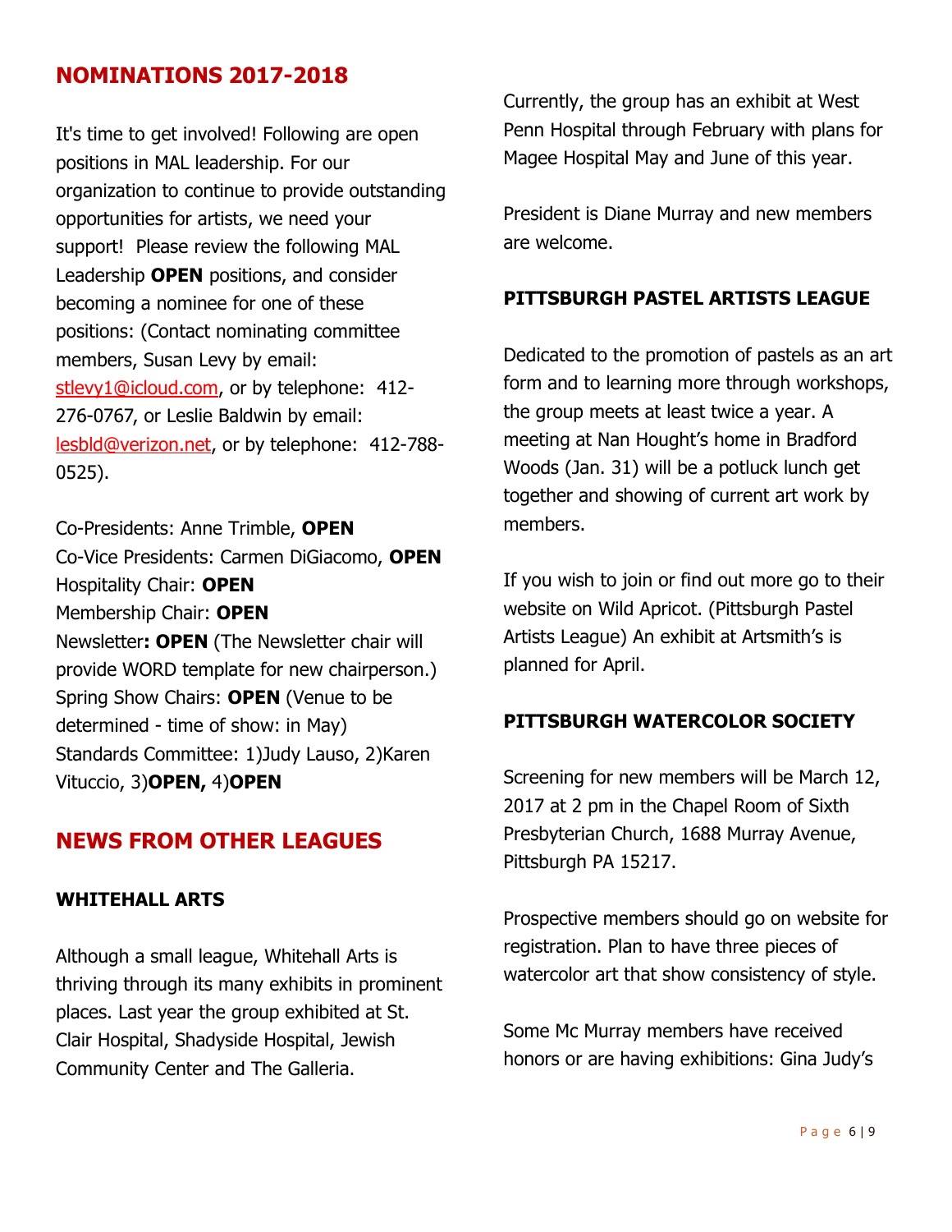## NOMINATIONS 2017-2018

It's time to get involved! Following are open positions in MAL leadership. For our organization to continue to provide outstanding opportunities for artists, we need your support! Please review the following MAL Leadership **OPEN** positions, and consider becoming a nominee for one of these positions: (Contact nominating committee members, Susan Levy by email: stlevy1@icloud.com, or by telephone: 412-276-0767, or Leslie Baldwin by email: lesbld@verizon.net, or by telephone: 412-788-0525).

Co-Presidents: Anne Trimble, **OPEN**
Co-Vice Presidents: Carmen DiGiacomo, **OPEN**
Hospitality Chair: **OPEN**
Membership Chair: **OPEN**
Newsletter**: OPEN** (The Newsletter chair will provide WORD template for new chairperson.)
Spring Show Chairs: **OPEN** (Venue to be determined - time of show: in May)
Standards Committee: 1)Judy Lauso, 2)Karen Vituccio, 3)**OPEN,** 4)**OPEN**

## NEWS FROM OTHER LEAGUES

### WHITEHALL ARTS

Although a small league, Whitehall Arts is thriving through its many exhibits in prominent places. Last year the group exhibited at St. Clair Hospital, Shadyside Hospital, Jewish Community Center and The Galleria.

Currently, the group has an exhibit at West Penn Hospital through February with plans for Magee Hospital May and June of this year.

President is Diane Murray and new members are welcome.

### PITTSBURGH PASTEL ARTISTS LEAGUE

Dedicated to the promotion of pastels as an art form and to learning more through workshops, the group meets at least twice a year. A meeting at Nan Hought's home in Bradford Woods (Jan. 31) will be a potluck lunch get together and showing of current art work by members.

If you wish to join or find out more go to their website on Wild Apricot. (Pittsburgh Pastel Artists League) An exhibit at Artsmith's is planned for April.

### PITTSBURGH WATERCOLOR SOCIETY

Screening for new members will be March 12, 2017 at 2 pm in the Chapel Room of Sixth Presbyterian Church, 1688 Murray Avenue, Pittsburgh PA 15217.

Prospective members should go on website for registration. Plan to have three pieces of watercolor art that show consistency of style.

Some Mc Murray members have received honors or are having exhibitions: Gina Judy's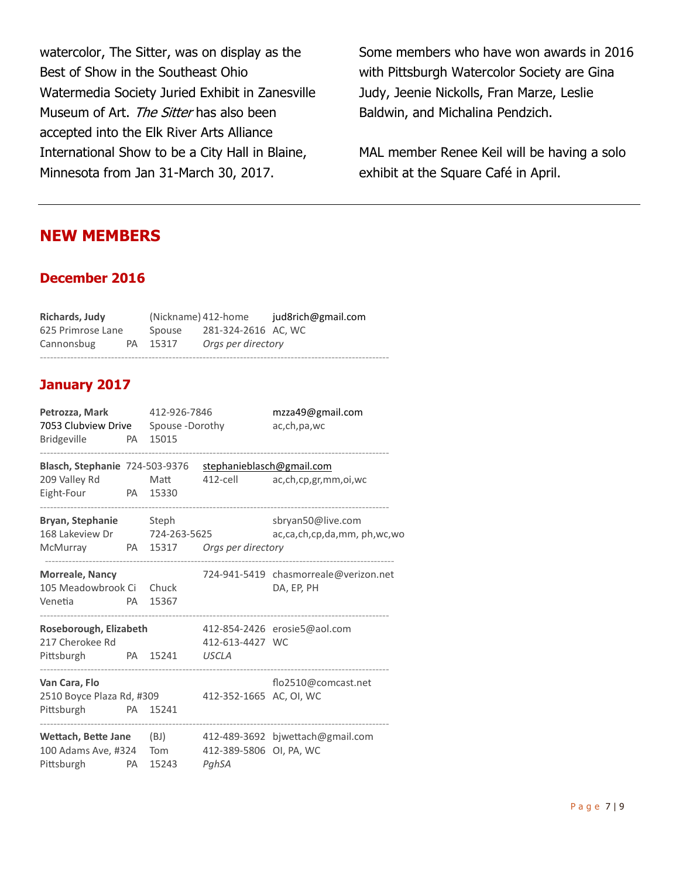watercolor, The Sitter, was on display as the Best of Show in the Southeast Ohio Watermedia Society Juried Exhibit in Zanesville Museum of Art. *The Sitter* has also been accepted into the Elk River Arts Alliance International Show to be a City Hall in Blaine, Minnesota from Jan 31-March 30, 2017.

Some members who have won awards in 2016 with Pittsburgh Watercolor Society are Gina Judy, Jeenie Nickolls, Fran Marze, Leslie Baldwin, and Michalina Pendzich.

MAL member Renee Keil will be having a solo exhibit at the Square Café in April.

---

# NEW MEMBERS

## December 2016

**Richards, Judy** (Nickname) 412-home jud8rich@gmail.com
625 Primrose Lane Spouse 281-324-2616 AC, WC
Cannonsbug PA 15317 *Orgs per directory*

---

## January 2017

**Petrozza, Mark** 412-926-7846 mzza49@gmail.com
7053 Clubview Drive Spouse -Dorothy ac,ch,pa,wc
Bridgeville PA 15015

---

**Blasch, Stephanie** 724-503-9376 stephanieblasch@gmail.com
209 Valley Rd Matt 412-cell ac,ch,cp,gr,mm,oi,wc
Eight-Four PA 15330

---

**Bryan, Stephanie** Steph sbryan50@live.com
168 Lakeview Dr 724-263-5625 ac,ca,ch,cp,da,mm, ph,wc,wo
McMurray PA 15317 *Orgs per directory*

---

**Morreale, Nancy** 724-941-5419 chasmorreale@verizon.net
105 Meadowbrook Ci Chuck DA, EP, PH
Venetia PA 15367

---

**Roseborough, Elizabeth** 412-854-2426 erosie5@aol.com
217 Cherokee Rd 412-613-4427 WC
Pittsburgh PA 15241 *USCLA*

---

**Van Cara, Flo** flo2510@comcast.net
2510 Boyce Plaza Rd, #309 412-352-1665 AC, OI, WC
Pittsburgh PA 15241

---

**Wettach, Bette Jane** (BJ) 412-489-3692 bjwettach@gmail.com
100 Adams Ave, #324 Tom 412-389-5806 OI, PA, WC
Pittsburgh PA 15243 *PghSA*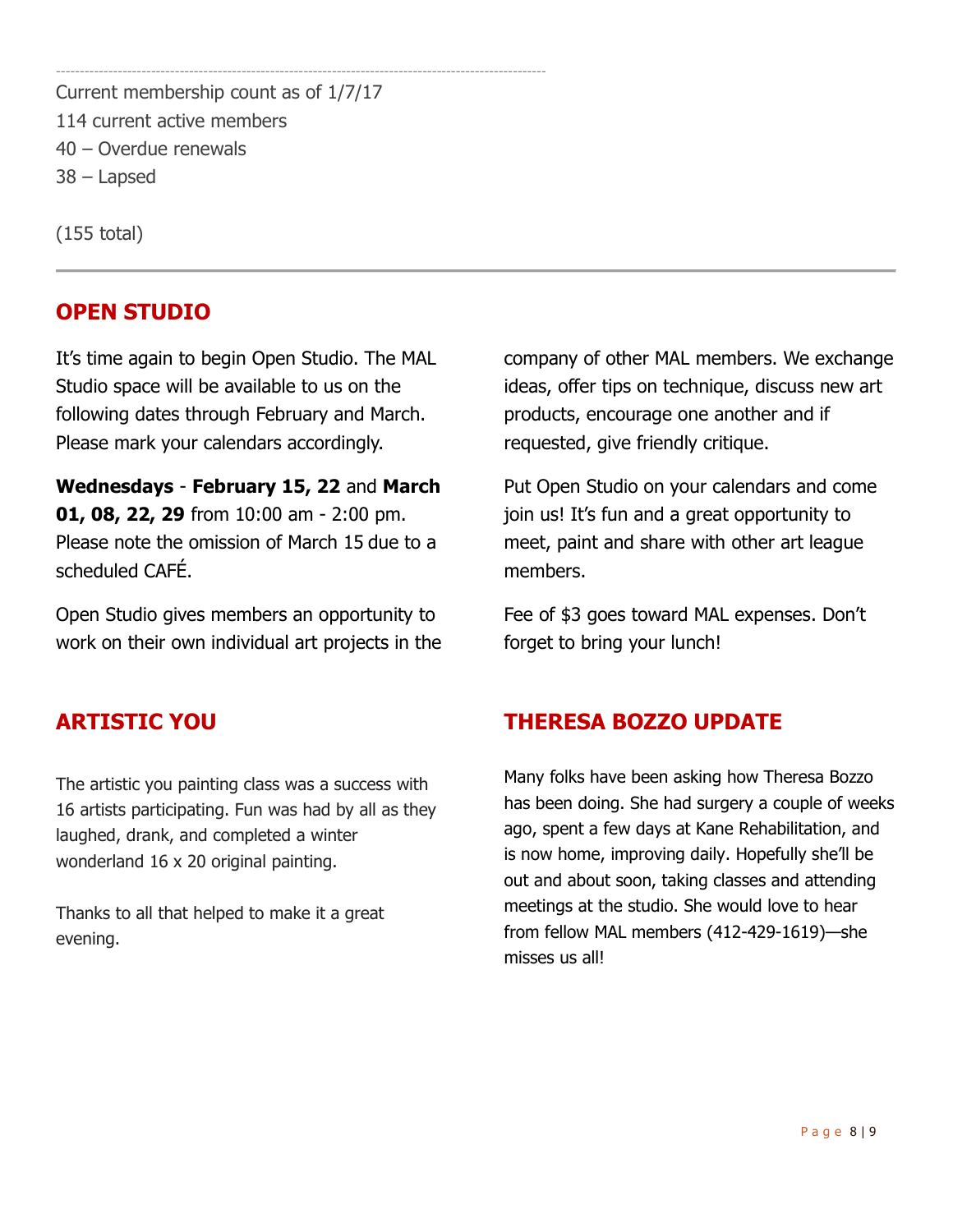Current membership count as of 1/7/17
114 current active members
40 – Overdue renewals
38 – Lapsed

(155 total)

---

## OPEN STUDIO

It's time again to begin Open Studio. The MAL Studio space will be available to us on the following dates through February and March. Please mark your calendars accordingly.

**Wednesdays** - **February 15, 22** and **March 01, 08, 22, 29** from 10:00 am - 2:00 pm. Please note the omission of March 15 due to a scheduled CAFÉ.

Open Studio gives members an opportunity to work on their own individual art projects in the company of other MAL members. We exchange ideas, offer tips on technique, discuss new art products, encourage one another and if requested, give friendly critique.

Put Open Studio on your calendars and come join us! It's fun and a great opportunity to meet, paint and share with other art league members.

Fee of $3 goes toward MAL expenses. Don't forget to bring your lunch!

## ARTISTIC YOU

The artistic you painting class was a success with 16 artists participating. Fun was had by all as they laughed, drank, and completed a winter wonderland 16 x 20 original painting.

Thanks to all that helped to make it a great evening.

## THERESA BOZZO UPDATE

Many folks have been asking how Theresa Bozzo has been doing. She had surgery a couple of weeks ago, spent a few days at Kane Rehabilitation, and is now home, improving daily. Hopefully she'll be out and about soon, taking classes and attending meetings at the studio. She would love to hear from fellow MAL members (412-429-1619)—she misses us all!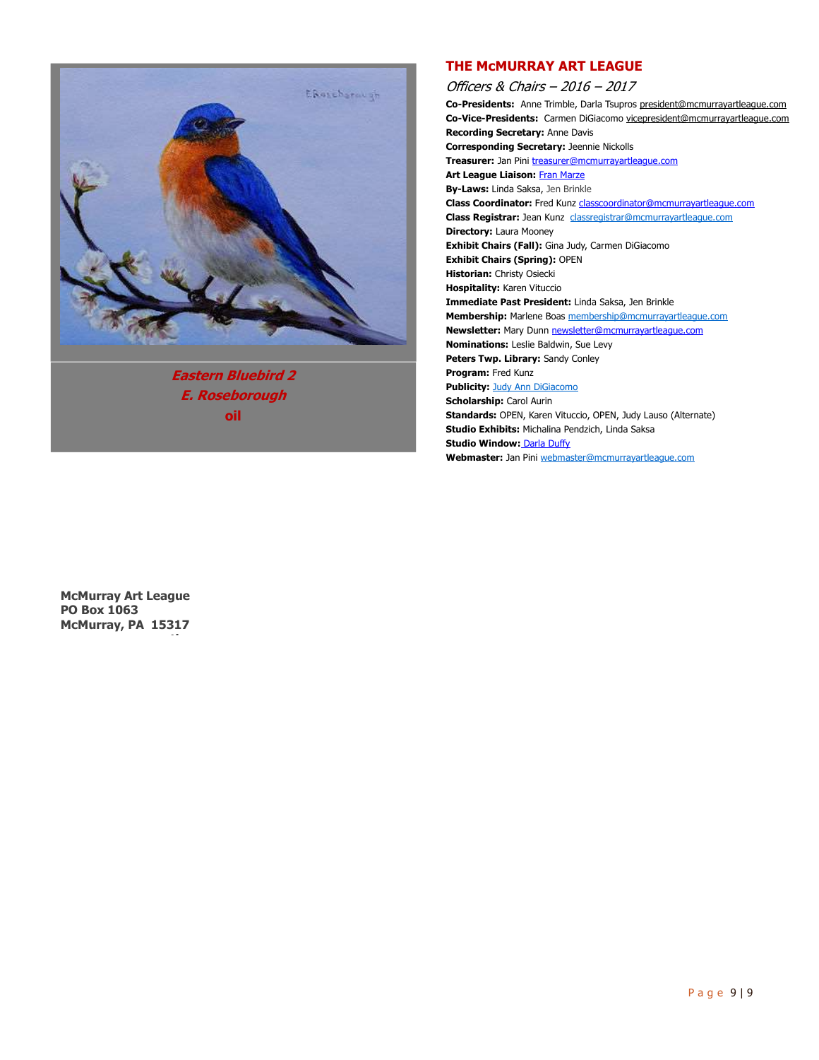Eastern Bluebird 2

E. Roseborough

oil

# THE McMURRAY ART LEAGUE

*Officers & Chairs – 2016 – 2017*

**Co-Presidents:** Anne Trimble, Darla Tsupros president@mcmurrayartleague.com

**Co-Vice-Presidents:** Carmen DiGiacomo vicepresident@mcmurrayartleague.com

**Recording Secretary:** Anne Davis

**Corresponding Secretary:** Jeannie Nickolls

**Treasurer:** Jan Pini treasurer@mcmurrayartleague.com

**Art League Liaison:** Fran Marze

**By-Laws:** Linda Saksa, Jen Brinkle

**Class Coordinator:** Fred Kunz classcoordinator@mcmurrayartleague.com

**Class Registrar:** Jean Kunz classregistrar@mcmurrayartleague.com

**Directory:** Laura Mooney

**Exhibit Chairs (Fall):** Gina Judy, Carmen DiGiacomo

**Exhibit Chairs (Spring):** OPEN

**Historian:** Christy Osiecki

**Hospitality:** Karen Vituccio

**Immediate Past President:** Linda Saksa, Jen Brinkle

**Membership:** Marlene Boas membership@mcmurrayartleague.com

**Newsletter:** Mary Dunn newsletter@mcmurrayartleague.com

**Nominations:** Leslie Baldwin, Sue Levy

**Peters Twp. Library:** Sandy Conley

**Program:** Fred Kunz

**Publicity:** Judy Ann DiGiacomo

**Scholarship:** Carol Aurin

**Standards:** OPEN, Karen Vituccio, OPEN, Judy Lauso (Alternate)

**Studio Exhibits:** Michalina Pendzich, Linda Saksa

**Studio Window:** Darla Duffy

**Webmaster:** Jan Pini webmaster@mcmurrayartleague.com

**McMurray Art League**
**PO Box 1063**
**McMurray, PA 15317**